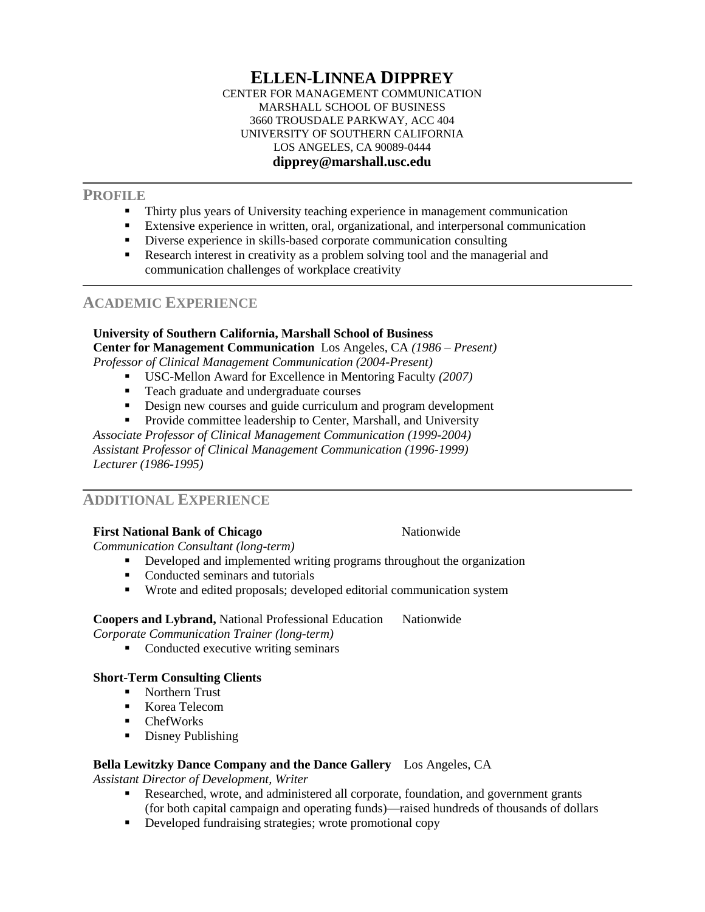# ELLEN-LINNEA DIPPREY

CENTER FOR MANAGEMENT COMMUNICATION
MARSHALL SCHOOL OF BUSINESS
3660 TROUSDALE PARKWAY, ACC 404
UNIVERSITY OF SOUTHERN CALIFORNIA
LOS ANGELES, CA 90089-0444
**dipprey@marshall.usc.edu**

---

## PROFILE

- Thirty plus years of University teaching experience in management communication
- Extensive experience in written, oral, organizational, and interpersonal communication
- Diverse experience in skills-based corporate communication consulting
- Research interest in creativity as a problem solving tool and the managerial and communication challenges of workplace creativity

---

## ACADEMIC EXPERIENCE

**University of Southern California, Marshall School of Business**
**Center for Management Communication** Los Angeles, CA *(1986 – Present)*
*Professor of Clinical Management Communication (2004-Present)*

- USC-Mellon Award for Excellence in Mentoring Faculty *(2007)*
- Teach graduate and undergraduate courses
- Design new courses and guide curriculum and program development
- Provide committee leadership to Center, Marshall, and University

*Associate Professor of Clinical Management Communication (1999-2004)*
*Assistant Professor of Clinical Management Communication (1996-1999)*
*Lecturer (1986-1995)*

---

## ADDITIONAL EXPERIENCE

**First National Bank of Chicago** Nationwide
*Communication Consultant (long-term)*

- Developed and implemented writing programs throughout the organization
- Conducted seminars and tutorials
- Wrote and edited proposals; developed editorial communication system

**Coopers and Lybrand,** National Professional Education Nationwide
*Corporate Communication Trainer (long-term)*

- Conducted executive writing seminars

**Short-Term Consulting Clients**

- Northern Trust
- Korea Telecom
- ChefWorks
- Disney Publishing

**Bella Lewitzky Dance Company and the Dance Gallery** Los Angeles, CA
*Assistant Director of Development, Writer*

- Researched, wrote, and administered all corporate, foundation, and government grants (for both capital campaign and operating funds)—raised hundreds of thousands of dollars
- Developed fundraising strategies; wrote promotional copy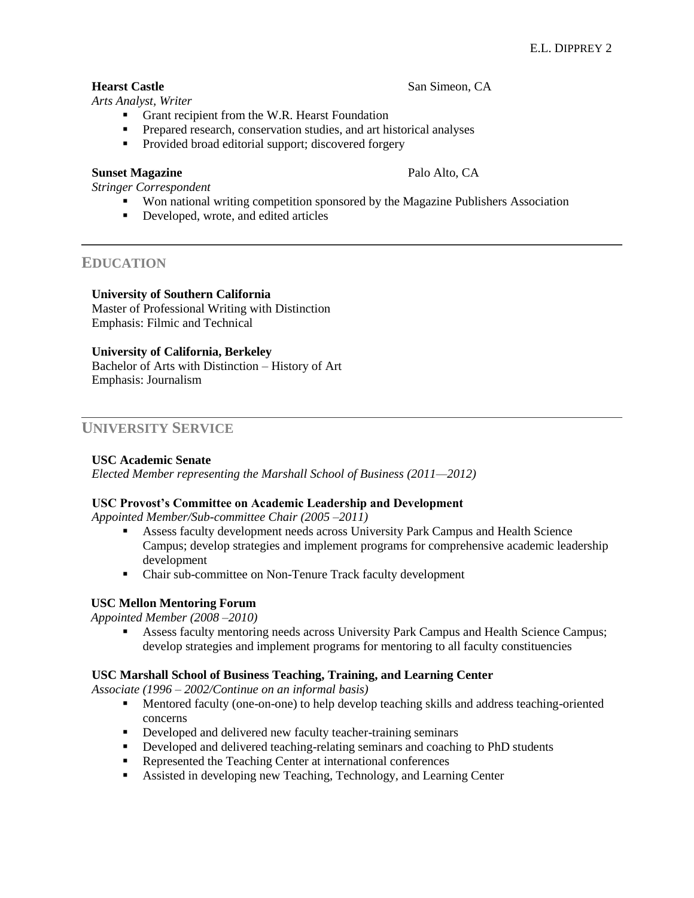**Hearst Castle** San Simeon, CA

*Arts Analyst, Writer*

- Grant recipient from the W.R. Hearst Foundation
- Prepared research, conservation studies, and art historical analyses
- Provided broad editorial support; discovered forgery

**Sunset Magazine** Palo Alto, CA

*Stringer Correspondent*

- Won national writing competition sponsored by the Magazine Publishers Association
- Developed, wrote, and edited articles

## EDUCATION

**University of Southern California**
Master of Professional Writing with Distinction
Emphasis: Filmic and Technical

**University of California, Berkeley**
Bachelor of Arts with Distinction – History of Art
Emphasis: Journalism

## UNIVERSITY SERVICE

**USC Academic Senate**
*Elected Member representing the Marshall School of Business (2011—2012)*

**USC Provost's Committee on Academic Leadership and Development**
*Appointed Member/Sub-committee Chair (2005 –2011)*

- Assess faculty development needs across University Park Campus and Health Science Campus; develop strategies and implement programs for comprehensive academic leadership development
- Chair sub-committee on Non-Tenure Track faculty development

**USC Mellon Mentoring Forum**
*Appointed Member (2008 –2010)*

- Assess faculty mentoring needs across University Park Campus and Health Science Campus; develop strategies and implement programs for mentoring to all faculty constituencies

**USC Marshall School of Business Teaching, Training, and Learning Center**
*Associate (1996 – 2002/Continue on an informal basis)*

- Mentored faculty (one-on-one) to help develop teaching skills and address teaching-oriented concerns
- Developed and delivered new faculty teacher-training seminars
- Developed and delivered teaching-relating seminars and coaching to PhD students
- Represented the Teaching Center at international conferences
- Assisted in developing new Teaching, Technology, and Learning Center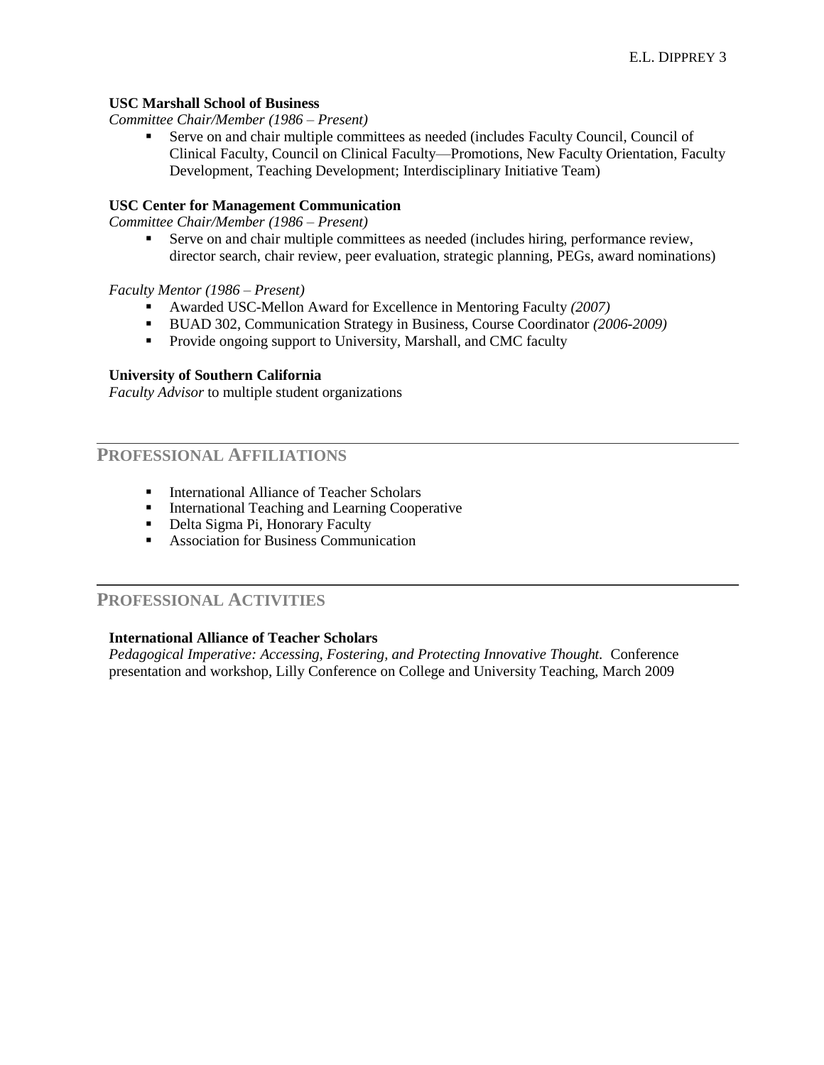**USC Marshall School of Business**
*Committee Chair/Member (1986 – Present)*

- Serve on and chair multiple committees as needed (includes Faculty Council, Council of Clinical Faculty, Council on Clinical Faculty—Promotions, New Faculty Orientation, Faculty Development, Teaching Development; Interdisciplinary Initiative Team)

**USC Center for Management Communication**
*Committee Chair/Member (1986 – Present)*

- Serve on and chair multiple committees as needed (includes hiring, performance review, director search, chair review, peer evaluation, strategic planning, PEGs, award nominations)

*Faculty Mentor (1986 – Present)*

- Awarded USC-Mellon Award for Excellence in Mentoring Faculty *(2007)*
- BUAD 302, Communication Strategy in Business, Course Coordinator *(2006-2009)*
- Provide ongoing support to University, Marshall, and CMC faculty

**University of Southern California**
*Faculty Advisor* to multiple student organizations

## PROFESSIONAL AFFILIATIONS

- International Alliance of Teacher Scholars
- International Teaching and Learning Cooperative
- Delta Sigma Pi, Honorary Faculty
- Association for Business Communication

## PROFESSIONAL ACTIVITIES

**International Alliance of Teacher Scholars**
*Pedagogical Imperative: Accessing, Fostering, and Protecting Innovative Thought.* Conference presentation and workshop, Lilly Conference on College and University Teaching, March 2009